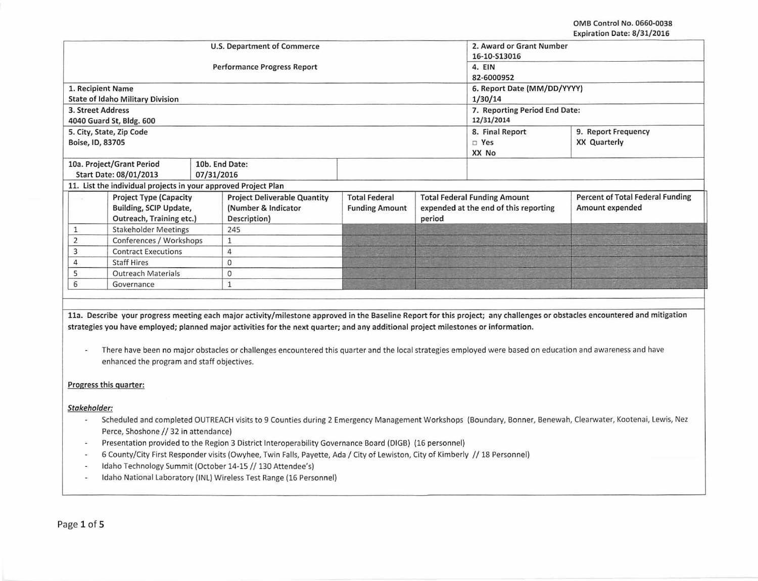OMB Control No. 0660-0038
Expiration Date: 8/31/2016

| U.S. Department of Commerce<br>Performance Progress Report | | 2. Award or Grant Number<br>16-10-S13016 | |
|---|---|---|---|
| | | 4. EIN<br>82-6000952 | |
| 1. Recipient Name<br>State of Idaho Military Division | | 6. Report Date (MM/DD/YYYY)<br>1/30/14 | |
| 3. Street Address<br>4040 Guard St, Bldg. 600 | | 7. Reporting Period End Date:<br>12/31/2014 | |
| 5. City, State, Zip Code<br>Boise, ID, 83705 | | 8. Final Report<br>□ Yes<br>XX No | 9. Report Frequency<br>XX Quarterly |
| 10a. Project/Grant Period<br>Start Date: 08/01/2013 | 10b. End Date:<br>07/31/2016 | | |

11. List the individual projects in your approved Project Plan

| | Project Type (Capacity Building, SCIP Update, Outreach, Training etc.) | Project Deliverable Quantity (Number & Indicator Description) | Total Federal Funding Amount | Total Federal Funding Amount expended at the end of this reporting period | Percent of Total Federal Funding Amount expended |
|---|---|---|---|---|---|
| 1 | Stakeholder Meetings | 245 | | | |
| 2 | Conferences / Workshops | 1 | | | |
| 3 | Contract Executions | 4 | | | |
| 4 | Staff Hires | 0 | | | |
| 5 | Outreach Materials | 0 | | | |
| 6 | Governance | 1 | | | |

**11a. Describe your progress meeting each major activity/milestone approved in the Baseline Report for this project; any challenges or obstacles encountered and mitigation strategies you have employed; planned major activities for the next quarter; and any additional project milestones or information.**

- There have been no major obstacles or challenges encountered this quarter and the local strategies employed were based on education and awareness and have enhanced the program and staff objectives.

**Progress this quarter:**

***Stakeholder:***

- Scheduled and completed OUTREACH visits to 9 Counties during 2 Emergency Management Workshops (Boundary, Bonner, Benewah, Clearwater, Kootenai, Lewis, Nez Perce, Shoshone // 32 in attendance)
- Presentation provided to the Region 3 District Interoperability Governance Board (DIGB) (16 personnel)
- 6 County/City First Responder visits (Owyhee, Twin Falls, Payette, Ada / City of Lewiston, City of Kimberly // 18 Personnel)
- Idaho Technology Summit (October 14-15 // 130 Attendee's)
- Idaho National Laboratory (INL) Wireless Test Range (16 Personnel)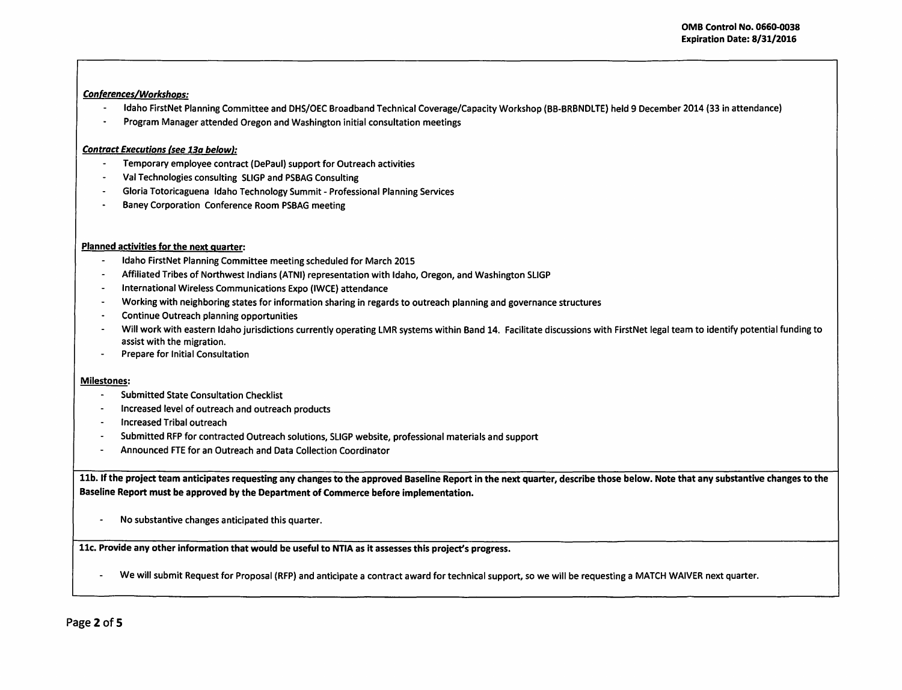***Conferences/Workshops:***

- Idaho FirstNet Planning Committee and DHS/OEC Broadband Technical Coverage/Capacity Workshop (BB-BRBNDLTE) held 9 December 2014 (33 in attendance)
- Program Manager attended Oregon and Washington initial consultation meetings

***Contract Executions (see 13a below):***

- Temporary employee contract (DePaul) support for Outreach activities
- Val Technologies consulting SLIGP and PSBAG Consulting
- Gloria Totoricaguena Idaho Technology Summit - Professional Planning Services
- Baney Corporation Conference Room PSBAG meeting

**Planned activities for the next quarter:**

- Idaho FirstNet Planning Committee meeting scheduled for March 2015
- Affiliated Tribes of Northwest Indians (ATNI) representation with Idaho, Oregon, and Washington SLIGP
- International Wireless Communications Expo (IWCE) attendance
- Working with neighboring states for information sharing in regards to outreach planning and governance structures
- Continue Outreach planning opportunities
- Will work with eastern Idaho jurisdictions currently operating LMR systems within Band 14. Facilitate discussions with FirstNet legal team to identify potential funding to assist with the migration.
- Prepare for Initial Consultation

**Milestones:**

- Submitted State Consultation Checklist
- Increased level of outreach and outreach products
- Increased Tribal outreach
- Submitted RFP for contracted Outreach solutions, SLIGP website, professional materials and support
- Announced FTE for an Outreach and Data Collection Coordinator

**11b. If the project team anticipates requesting any changes to the approved Baseline Report in the next quarter, describe those below. Note that any substantive changes to the Baseline Report must be approved by the Department of Commerce before implementation.**

- No substantive changes anticipated this quarter.

**11c. Provide any other information that would be useful to NTIA as it assesses this project's progress.**

- We will submit Request for Proposal (RFP) and anticipate a contract award for technical support, so we will be requesting a MATCH WAIVER next quarter.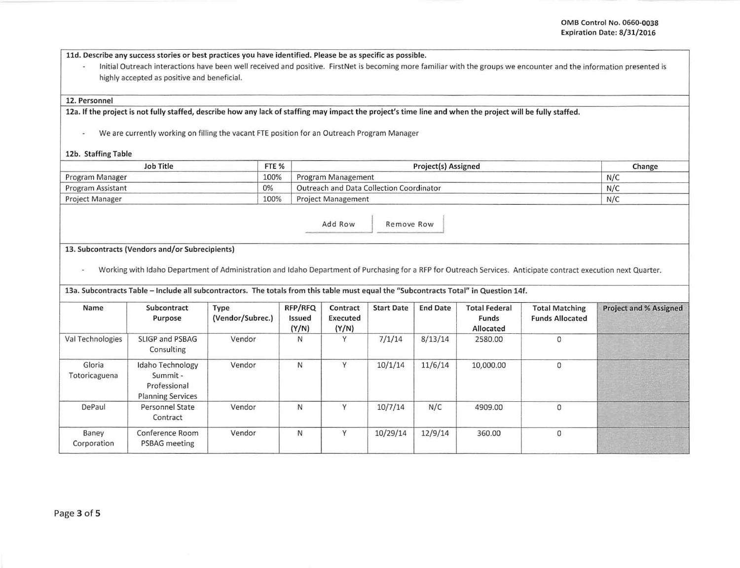**11d. Describe any success stories or best practices you have identified. Please be as specific as possible.**

- Initial Outreach interactions have been well received and positive. FirstNet is becoming more familiar with the groups we encounter and the information presented is highly accepted as positive and beneficial.

## 12. Personnel

**12a. If the project is not fully staffed, describe how any lack of staffing may impact the project's time line and when the project will be fully staffed.**

- We are currently working on filling the vacant FTE position for an Outreach Program Manager

**12b. Staffing Table**

| Job Title | FTE % | Project(s) Assigned | Change |
|---|---|---|---|
| Program Manager | 100% | Program Management | N/C |
| Program Assistant | 0% | Outreach and Data Collection Coordinator | N/C |
| Project Manager | 100% | Project Management | N/C |

## 13. Subcontracts (Vendors and/or Subrecipients)

- Working with Idaho Department of Administration and Idaho Department of Purchasing for a RFP for Outreach Services. Anticipate contract execution next Quarter.

**13a. Subcontracts Table – Include all subcontractors. The totals from this table must equal the "Subcontracts Total" in Question 14f.**

| Name | Subcontract Purpose | Type (Vendor/Subrec.) | RFP/RFQ Issued (Y/N) | Contract Executed (Y/N) | Start Date | End Date | Total Federal Funds Allocated | Total Matching Funds Allocated | Project and % Assigned |
|---|---|---|---|---|---|---|---|---|---|
| Val Technologies | SLIGP and PSBAG Consulting | Vendor | N | Y | 7/1/14 | 8/13/14 | 2580.00 | 0 | |
| Gloria Totoricaguena | Idaho Technology Summit - Professional Planning Services | Vendor | N | Y | 10/1/14 | 11/6/14 | 10,000.00 | 0 | |
| DePaul | Personnel State Contract | Vendor | N | Y | 10/7/14 | N/C | 4909.00 | 0 | |
| Baney Corporation | Conference Room PSBAG meeting | Vendor | N | Y | 10/29/14 | 12/9/14 | 360.00 | 0 | |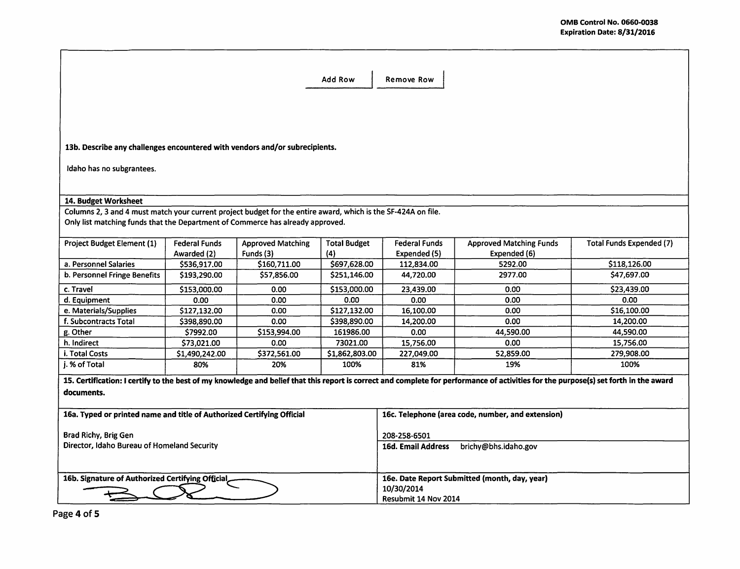OMB Control No. 0660-0038
Expiration Date: 8/31/2016

Add Row | Remove Row

**13b. Describe any challenges encountered with vendors and/or subrecipients.**

Idaho has no subgrantees.

**14. Budget Worksheet**

Columns 2, 3 and 4 must match your current project budget for the entire award, which is the SF-424A on file.
Only list matching funds that the Department of Commerce has already approved.

| Project Budget Element (1) | Federal Funds Awarded (2) | Approved Matching Funds (3) | Total Budget (4) | Federal Funds Expended (5) | Approved Matching Funds Expended (6) | Total Funds Expended (7) |
|---|---|---|---|---|---|---|
| a. Personnel Salaries | $536,917.00 | $160,711.00 | $697,628.00 | 112,834.00 | 5292.00 | $118,126.00 |
| b. Personnel Fringe Benefits | $193,290.00 | $57,856.00 | $251,146.00 | 44,720.00 | 2977.00 | $47,697.00 |
| c. Travel | $153,000.00 | 0.00 | $153,000.00 | 23,439.00 | 0.00 | $23,439.00 |
| d. Equipment | 0.00 | 0.00 | 0.00 | 0.00 | 0.00 | 0.00 |
| e. Materials/Supplies | $127,132.00 | 0.00 | $127,132.00 | 16,100.00 | 0.00 | $16,100.00 |
| f. Subcontracts Total | $398,890.00 | 0.00 | $398,890.00 | 14,200.00 | 0.00 | 14,200.00 |
| g. Other | $7992.00 | $153,994.00 | 161986.00 | 0.00 | 44,590.00 | 44,590.00 |
| h. Indirect | $73,021.00 | 0.00 | 73021.00 | 15,756.00 | 0.00 | 15,756.00 |
| i. Total Costs | $1,490,242.00 | $372,561.00 | $1,862,803.00 | 227,049.00 | 52,859.00 | 279,908.00 |
| j. % of Total | 80% | 20% | 100% | 81% | 19% | 100% |

**15. Certification: I certify to the best of my knowledge and belief that this report is correct and complete for performance of activities for the purpose(s) set forth in the award documents.**

| 16a. Typed or printed name and title of Authorized Certifying Official | 16c. Telephone (area code, number, and extension) |
|---|---|
| Brad Richy, Brig Gen<br>Director, Idaho Bureau of Homeland Security | 208-258-6501<br>**16d. Email Address** brichy@bhs.idaho.gov |
| **16b. Signature of Authorized Certifying Official** | **16e. Date Report Submitted (month, day, year)**<br>10/30/2014<br>Resubmit 14 Nov 2014 |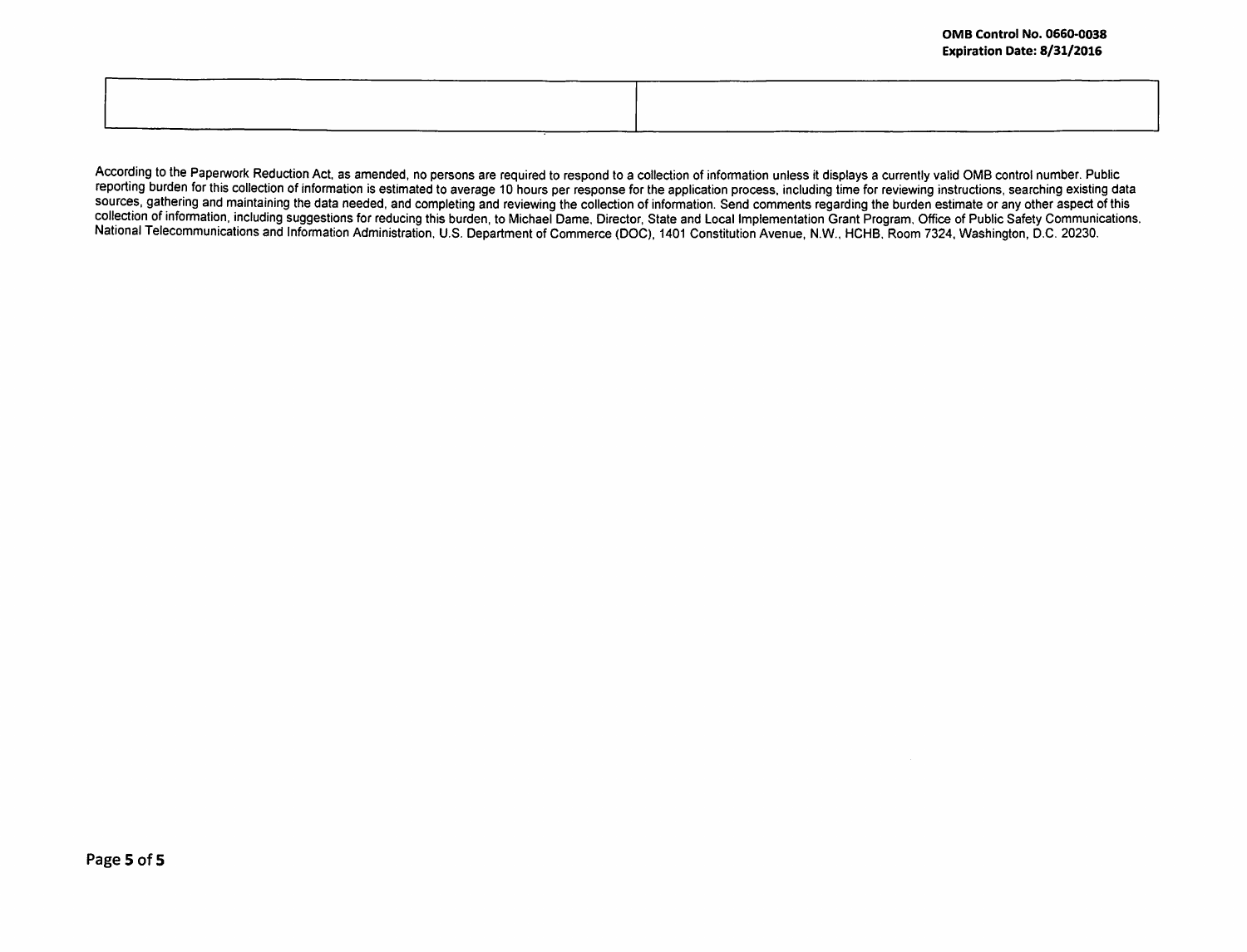| | |
|---|---|
| | |

According to the Paperwork Reduction Act, as amended, no persons are required to respond to a collection of information unless it displays a currently valid OMB control number. Public reporting burden for this collection of information is estimated to average 10 hours per response for the application process, including time for reviewing instructions, searching existing data sources, gathering and maintaining the data needed, and completing and reviewing the collection of information. Send comments regarding the burden estimate or any other aspect of this collection of information, including suggestions for reducing this burden, to Michael Dame, Director, State and Local Implementation Grant Program, Office of Public Safety Communications, National Telecommunications and Information Administration, U.S. Department of Commerce (DOC), 1401 Constitution Avenue, N.W., HCHB, Room 7324, Washington, D.C. 20230.